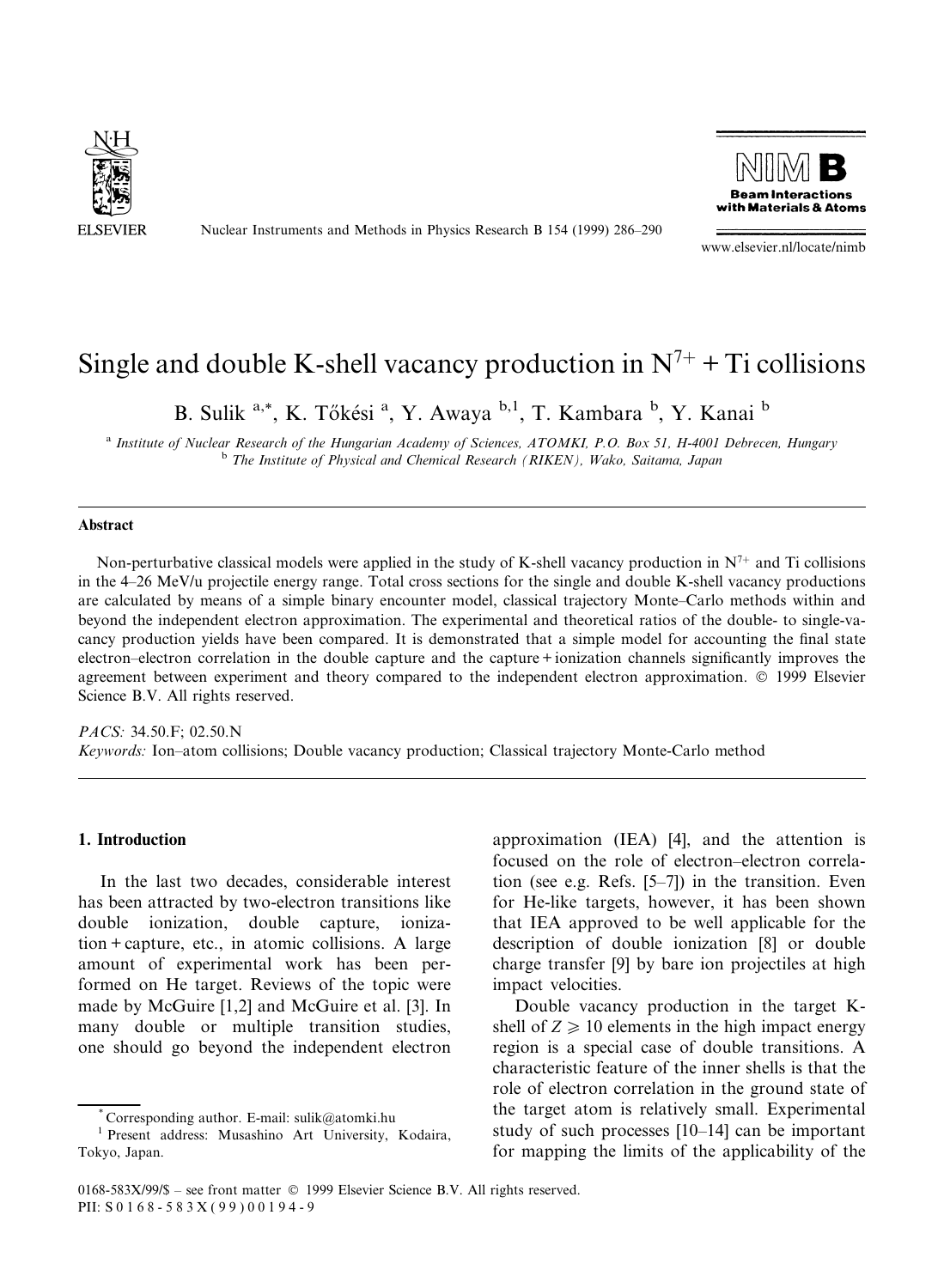# Single and double K-shell vacancy production in $N^{7+}$ + Ti collisions

B. Sulik [a,*], K. Tőkési [a], Y. Awaya [b,1], T. Kambara [b], Y. Kanai [b]

[a] Institute of Nuclear Research of the Hungarian Academy of Sciences, ATOMKI, P.O. Box 51, H-4001 Debrecen, Hungary

[b] The Institute of Physical and Chemical Research (RIKEN), Wako, Saitama, Japan

## Abstract

Non-perturbative classical models were applied in the study of K-shell vacancy production in $N^{7+}$ and Ti collisions in the 4–26 MeV/u projectile energy range. Total cross sections for the single and double K-shell vacancy productions are calculated by means of a simple binary encounter model, classical trajectory Monte–Carlo methods within and beyond the independent electron approximation. The experimental and theoretical ratios of the double- to single-vacancy production yields have been compared. It is demonstrated that a simple model for accounting the final state electron–electron correlation in the double capture and the capture + ionization channels significantly improves the agreement between experiment and theory compared to the independent electron approximation. © 1999 Elsevier Science B.V. All rights reserved.

*PACS:* 34.50.F; 02.50.N

*Keywords:* Ion–atom collisions; Double vacancy production; Classical trajectory Monte-Carlo method

## 1. Introduction

In the last two decades, considerable interest has been attracted by two-electron transitions like double ionization, double capture, ionization + capture, etc., in atomic collisions. A large amount of experimental work has been performed on He target. Reviews of the topic were made by McGuire [1,2] and McGuire et al. [3]. In many double or multiple transition studies, one should go beyond the independent electron approximation (IEA) [4], and the attention is focused on the role of electron–electron correlation (see e.g. Refs. [5–7]) in the transition. Even for He-like targets, however, it has been shown that IEA approved to be well applicable for the description of double ionization [8] or double charge transfer [9] by bare ion projectiles at high impact velocities.

Double vacancy production in the target K-shell of $Z \geqslant 10$ elements in the high impact energy region is a special case of double transitions. A characteristic feature of the inner shells is that the role of electron correlation in the ground state of the target atom is relatively small. Experimental study of such processes [10–14] can be important for mapping the limits of the applicability of the

* Corresponding author. E-mail: sulik@atomki.hu

[1] Present address: Musashino Art University, Kodaira, Tokyo, Japan.

0168-583X/99/$ – see front matter © 1999 Elsevier Science B.V. All rights reserved.
PII: S0168-583X(99)00194-9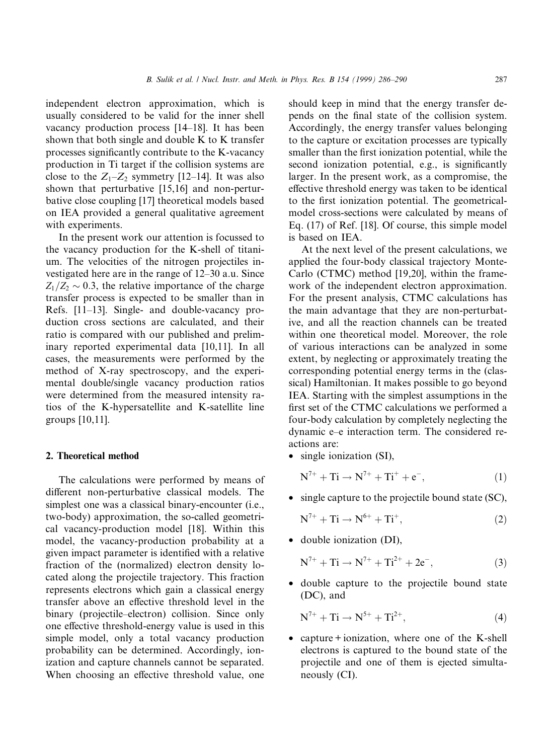independent electron approximation, which is usually considered to be valid for the inner shell vacancy production process [14–18]. It has been shown that both single and double K to K transfer processes significantly contribute to the K-vacancy production in Ti target if the collision systems are close to the $Z_1$–$Z_2$ symmetry [12–14]. It was also shown that perturbative [15,16] and non-perturbative close coupling [17] theoretical models based on IEA provided a general qualitative agreement with experiments.

In the present work our attention is focussed to the vacancy production for the K-shell of titanium. The velocities of the nitrogen projectiles investigated here are in the range of 12–30 a.u. Since $Z_1/Z_2 \sim 0.3$, the relative importance of the charge transfer process is expected to be smaller than in Refs. [11–13]. Single- and double-vacancy production cross sections are calculated, and their ratio is compared with our published and preliminary reported experimental data [10,11]. In all cases, the measurements were performed by the method of X-ray spectroscopy, and the experimental double/single vacancy production ratios were determined from the measured intensity ratios of the K-hypersatellite and K-satellite line groups [10,11].

## 2. Theoretical method

The calculations were performed by means of different non-perturbative classical models. The simplest one was a classical binary-encounter (i.e., two-body) approximation, the so-called geometrical vacancy-production model [18]. Within this model, the vacancy-production probability at a given impact parameter is identified with a relative fraction of the (normalized) electron density located along the projectile trajectory. This fraction represents electrons which gain a classical energy transfer above an effective threshold level in the binary (projectile–electron) collision. Since only one effective threshold-energy value is used in this simple model, only a total vacancy production probability can be determined. Accordingly, ionization and capture channels cannot be separated. When choosing an effective threshold value, one should keep in mind that the energy transfer depends on the final state of the collision system. Accordingly, the energy transfer values belonging to the capture or excitation processes are typically smaller than the first ionization potential, while the second ionization potential, e.g., is significantly larger. In the present work, as a compromise, the effective threshold energy was taken to be identical to the first ionization potential. The geometrical-model cross-sections were calculated by means of Eq. (17) of Ref. [18]. Of course, this simple model is based on IEA.

At the next level of the present calculations, we applied the four-body classical trajectory Monte-Carlo (CTMC) method [19,20], within the framework of the independent electron approximation. For the present analysis, CTMC calculations has the main advantage that they are non-perturbative, and all the reaction channels can be treated within one theoretical model. Moreover, the role of various interactions can be analyzed in some extent, by neglecting or approximately treating the corresponding potential energy terms in the (classical) Hamiltonian. It makes possible to go beyond IEA. Starting with the simplest assumptions in the first set of the CTMC calculations we performed a four-body calculation by completely neglecting the dynamic e–e interaction term. The considered reactions are:

- single ionization (SI),

$$N^{7+} + Ti \rightarrow N^{7+} + Ti^{+} + e^{-}, \tag{1}$$

- single capture to the projectile bound state (SC),

$$N^{7+} + Ti \rightarrow N^{6+} + Ti^{+}, \tag{2}$$

- double ionization (DI),

$$N^{7+} + Ti \rightarrow N^{7+} + Ti^{2+} + 2e^{-}, \tag{3}$$

- double capture to the projectile bound state (DC), and

$$N^{7+} + Ti \rightarrow N^{5+} + Ti^{2+}, \tag{4}$$

- capture + ionization, where one of the K-shell electrons is captured to the bound state of the projectile and one of them is ejected simultaneously (CI).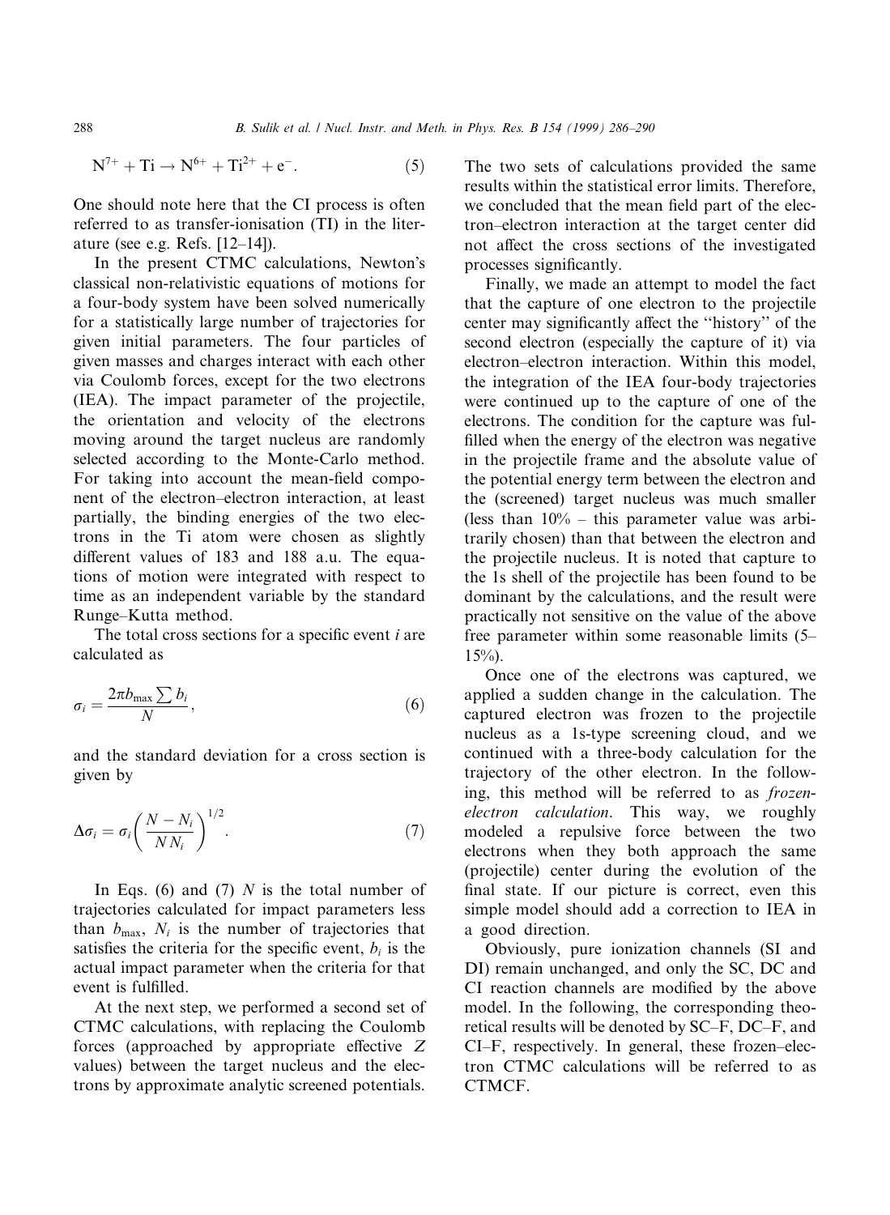$$N^{7+} + Ti \rightarrow N^{6+} + Ti^{2+} + e^-. \tag{5}$$

One should note here that the CI process is often referred to as transfer-ionisation (TI) in the literature (see e.g. Refs. [12–14]).

In the present CTMC calculations, Newton's classical non-relativistic equations of motions for a four-body system have been solved numerically for a statistically large number of trajectories for given initial parameters. The four particles of given masses and charges interact with each other via Coulomb forces, except for the two electrons (IEA). The impact parameter of the projectile, the orientation and velocity of the electrons moving around the target nucleus are randomly selected according to the Monte-Carlo method. For taking into account the mean-field component of the electron–electron interaction, at least partially, the binding energies of the two electrons in the Ti atom were chosen as slightly different values of 183 and 188 a.u. The equations of motion were integrated with respect to time as an independent variable by the standard Runge–Kutta method.

The total cross sections for a specific event $i$ are calculated as

$$\sigma_i = \frac{2\pi b_{\max} \sum b_i}{N}, \tag{6}$$

and the standard deviation for a cross section is given by

$$\Delta\sigma_i = \sigma_i \left( \frac{N - N_i}{N N_i} \right)^{1/2}. \tag{7}$$

In Eqs. (6) and (7) $N$ is the total number of trajectories calculated for impact parameters less than $b_{\max}$, $N_i$ is the number of trajectories that satisfies the criteria for the specific event, $b_i$ is the actual impact parameter when the criteria for that event is fulfilled.

At the next step, we performed a second set of CTMC calculations, with replacing the Coulomb forces (approached by appropriate effective $Z$ values) between the target nucleus and the electrons by approximate analytic screened potentials. The two sets of calculations provided the same results within the statistical error limits. Therefore, we concluded that the mean field part of the electron–electron interaction at the target center did not affect the cross sections of the investigated processes significantly.

Finally, we made an attempt to model the fact that the capture of one electron to the projectile center may significantly affect the "history" of the second electron (especially the capture of it) via electron–electron interaction. Within this model, the integration of the IEA four-body trajectories were continued up to the capture of one of the electrons. The condition for the capture was fulfilled when the energy of the electron was negative in the projectile frame and the absolute value of the potential energy term between the electron and the (screened) target nucleus was much smaller (less than 10% – this parameter value was arbitrarily chosen) than that between the electron and the projectile nucleus. It is noted that capture to the 1s shell of the projectile has been found to be dominant by the calculations, and the result were practically not sensitive on the value of the above free parameter within some reasonable limits (5–15%).

Once one of the electrons was captured, we applied a sudden change in the calculation. The captured electron was frozen to the projectile nucleus as a 1s-type screening cloud, and we continued with a three-body calculation for the trajectory of the other electron. In the following, this method will be referred to as *frozen-electron calculation*. This way, we roughly modeled a repulsive force between the two electrons when they both approach the same (projectile) center during the evolution of the final state. If our picture is correct, even this simple model should add a correction to IEA in a good direction.

Obviously, pure ionization channels (SI and DI) remain unchanged, and only the SC, DC and CI reaction channels are modified by the above model. In the following, the corresponding theoretical results will be denoted by SC–F, DC–F, and CI–F, respectively. In general, these frozen–electron CTMC calculations will be referred to as CTMCF.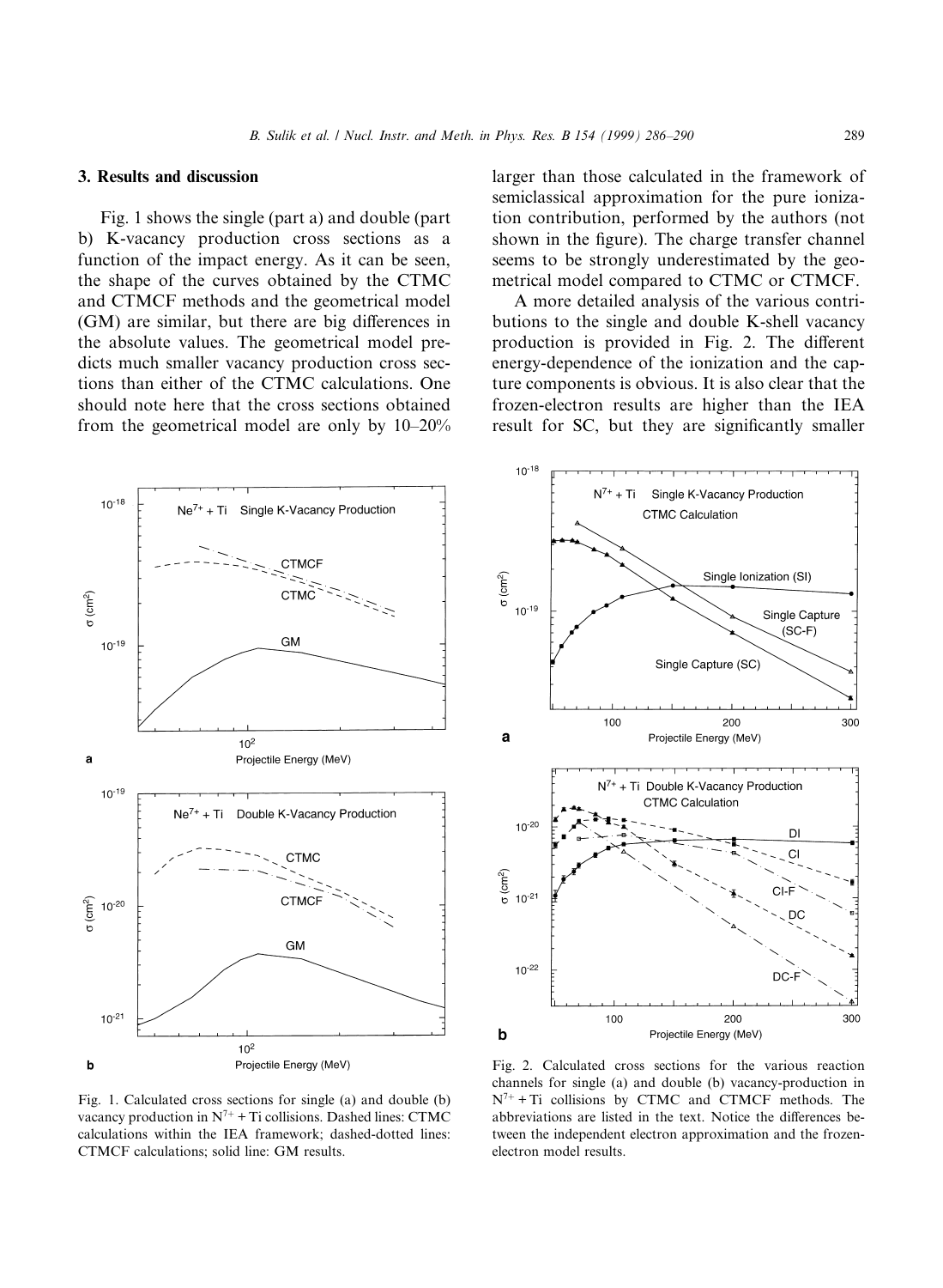## 3. Results and discussion

Fig. 1 shows the single (part a) and double (part b) K-vacancy production cross sections as a function of the impact energy. As it can be seen, the shape of the curves obtained by the CTMC and CTMCF methods and the geometrical model (GM) are similar, but there are big differences in the absolute values. The geometrical model predicts much smaller vacancy production cross sections than either of the CTMC calculations. One should note here that the cross sections obtained from the geometrical model are only by 10–20% larger than those calculated in the framework of semiclassical approximation for the pure ionization contribution, performed by the authors (not shown in the figure). The charge transfer channel seems to be strongly underestimated by the geometrical model compared to CTMC or CTMCF.

A more detailed analysis of the various contributions to the single and double K-shell vacancy production is provided in Fig. 2. The different energy-dependence of the ionization and the capture components is obvious. It is also clear that the frozen-electron results are higher than the IEA result for SC, but they are significantly smaller

Fig. 1. Calculated cross sections for single (a) and double (b) vacancy production in $N^{7+}$ + Ti collisions. Dashed lines: CTMC calculations within the IEA framework; dashed-dotted lines: CTMCF calculations; solid line: GM results.

Fig. 2. Calculated cross sections for the various reaction channels for single (a) and double (b) vacancy-production in $N^{7+}$ + Ti collisions by CTMC and CTMCF methods. The abbreviations are listed in the text. Notice the differences between the independent electron approximation and the frozen-electron model results.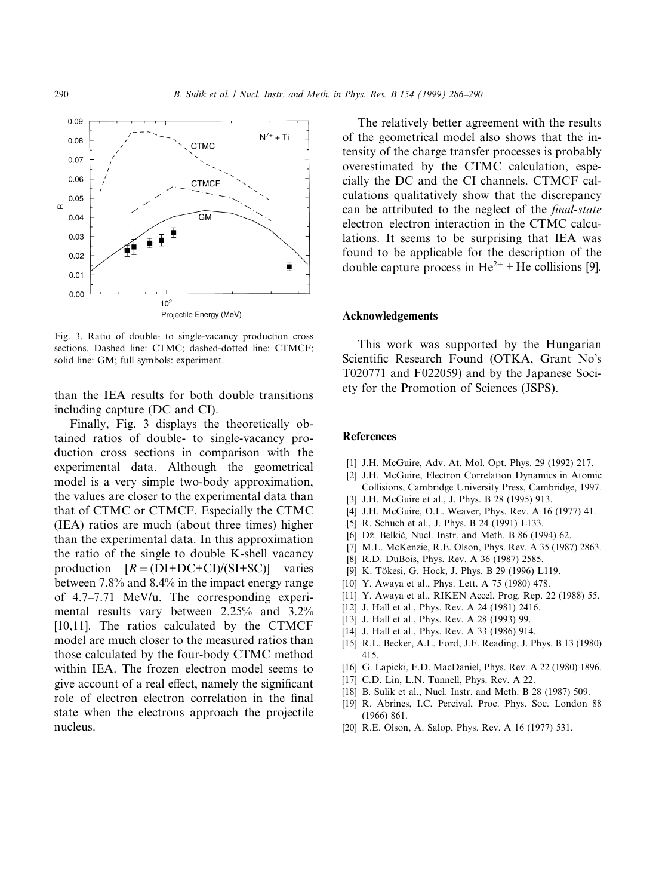0.09
0.08
0.07
0.06
0.05
0.04
0.03
0.02
0.01
0.00
R
$N^{7+}$ + Ti
CTMC
CTMCF
GM
$10^2$
Projectile Energy (MeV)

Fig. 3. Ratio of double- to single-vacancy production cross sections. Dashed line: CTMC; dashed-dotted line: CTMCF; solid line: GM; full symbols: experiment.

than the IEA results for both double transitions including capture (DC and CI).

Finally, Fig. 3 displays the theoretically obtained ratios of double- to single-vacancy production cross sections in comparison with the experimental data. Although the geometrical model is a very simple two-body approximation, the values are closer to the experimental data than that of CTMC or CTMCF. Especially the CTMC (IEA) ratios are much (about three times) higher than the experimental data. In this approximation the ratio of the single to double K-shell vacancy production [$R = (\text{DI+DC+CI})/(\text{SI+SC})$] varies between 7.8% and 8.4% in the impact energy range of 4.7–7.71 MeV/u. The corresponding experimental results vary between 2.25% and 3.2% [10,11]. The ratios calculated by the CTMCF model are much closer to the measured ratios than those calculated by the four-body CTMC method within IEA. The frozen–electron model seems to give account of a real effect, namely the significant role of electron–electron correlation in the final state when the electrons approach the projectile nucleus.

The relatively better agreement with the results of the geometrical model also shows that the intensity of the charge transfer processes is probably overestimated by the CTMC calculation, especially the DC and the CI channels. CTMCF calculations qualitatively show that the discrepancy can be attributed to the neglect of the *final-state* electron–electron interaction in the CTMC calculations. It seems to be surprising that IEA was found to be applicable for the description of the double capture process in $He^{2+}$ + He collisions [9].

## Acknowledgements

This work was supported by the Hungarian Scientific Research Found (OTKA, Grant No's T020771 and F022059) and by the Japanese Society for the Promotion of Sciences (JSPS).

## References

[1] J.H. McGuire, Adv. At. Mol. Opt. Phys. 29 (1992) 217.
[2] J.H. McGuire, Electron Correlation Dynamics in Atomic Collisions, Cambridge University Press, Cambridge, 1997.
[3] J.H. McGuire et al., J. Phys. B 28 (1995) 913.
[4] J.H. McGuire, O.L. Weaver, Phys. Rev. A 16 (1977) 41.
[5] R. Schuch et al., J. Phys. B 24 (1991) L133.
[6] Dž. Belkić, Nucl. Instr. and Meth. B 86 (1994) 62.
[7] M.L. McKenzie, R.E. Olson, Phys. Rev. A 35 (1987) 2863.
[8] R.D. DuBois, Phys. Rev. A 36 (1987) 2585.
[9] K. Tőkesi, G. Hock, J. Phys. B 29 (1996) L119.
[10] Y. Awaya et al., Phys. Lett. A 75 (1980) 478.
[11] Y. Awaya et al., RIKEN Accel. Prog. Rep. 22 (1988) 55.
[12] J. Hall et al., Phys. Rev. A 24 (1981) 2416.
[13] J. Hall et al., Phys. Rev. A 28 (1993) 99.
[14] J. Hall et al., Phys. Rev. A 33 (1986) 914.
[15] R.L. Becker, A.L. Ford, J.F. Reading, J. Phys. B 13 (1980) 415.
[16] G. Lapicki, F.D. MacDaniel, Phys. Rev. A 22 (1980) 1896.
[17] C.D. Lin, L.N. Tunnell, Phys. Rev. A 22.
[18] B. Sulik et al., Nucl. Instr. and Meth. B 28 (1987) 509.
[19] R. Abrines, I.C. Percival, Proc. Phys. Soc. London 88 (1966) 861.
[20] R.E. Olson, A. Salop, Phys. Rev. A 16 (1977) 531.